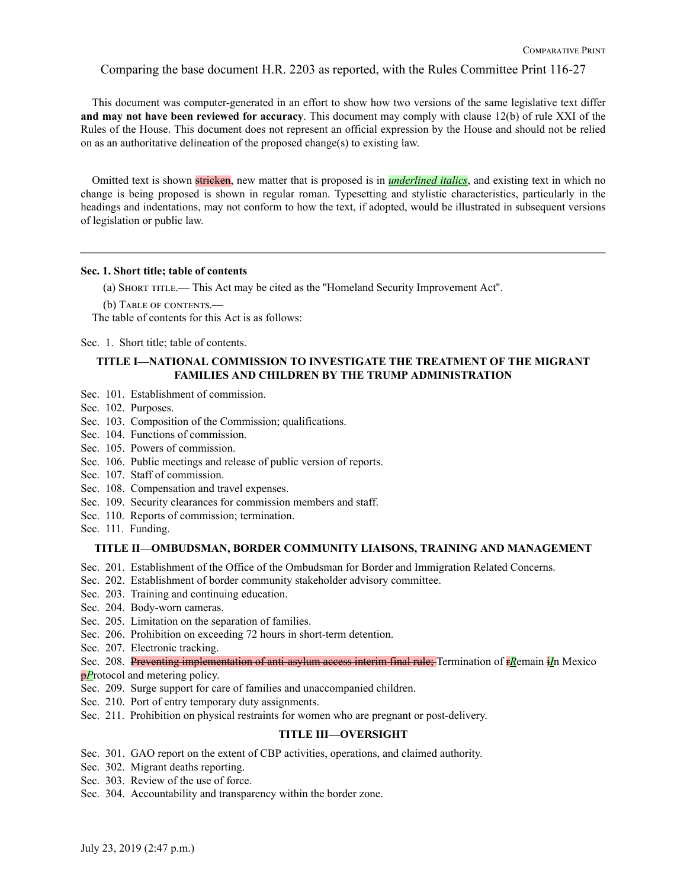Comparing the base document H.R. 2203 as reported, with the Rules Committee Print 116-27

This document was computer-generated in an effort to show how two versions of the same legislative text differ **and may not have been reviewed for accuracy**. This document may comply with clause 12(b) of rule XXI of the Rules of the House. This document does not represent an official expression by the House and should not be relied on as an authoritative delineation of the proposed change(s) to existing law.

Omitted text is shown ~~stricken~~, new matter that is proposed is in ***underlined italics***, and existing text in which no change is being proposed is shown in regular roman. Typesetting and stylistic characteristics, particularly in the headings and indentations, may not conform to how the text, if adopted, would be illustrated in subsequent versions of legislation or public law.

---

**Sec. 1. Short title; table of contents**

(a) Short title.— This Act may be cited as the "Homeland Security Improvement Act".

(b) Table of contents.—
The table of contents for this Act is as follows:

Sec. 1. Short title; table of contents.

**TITLE I—NATIONAL COMMISSION TO INVESTIGATE THE TREATMENT OF THE MIGRANT FAMILIES AND CHILDREN BY THE TRUMP ADMINISTRATION**

Sec. 101. Establishment of commission.
Sec. 102. Purposes.
Sec. 103. Composition of the Commission; qualifications.
Sec. 104. Functions of commission.
Sec. 105. Powers of commission.
Sec. 106. Public meetings and release of public version of reports.
Sec. 107. Staff of commission.
Sec. 108. Compensation and travel expenses.
Sec. 109. Security clearances for commission members and staff.
Sec. 110. Reports of commission; termination.
Sec. 111. Funding.

**TITLE II—OMBUDSMAN, BORDER COMMUNITY LIAISONS, TRAINING AND MANAGEMENT**

Sec. 201. Establishment of the Office of the Ombudsman for Border and Immigration Related Concerns.
Sec. 202. Establishment of border community stakeholder advisory committee.
Sec. 203. Training and continuing education.
Sec. 204. Body-worn cameras.
Sec. 205. Limitation on the separation of families.
Sec. 206. Prohibition on exceeding 72 hours in short-term detention.
Sec. 207. Electronic tracking.
Sec. 208. ~~Preventing implementation of anti-asylum access interim final rule;~~ Termination of ~~r~~***R***emain ~~i~~***I***n Mexico ~~p~~***P***rotocol and metering policy.
Sec. 209. Surge support for care of families and unaccompanied children.
Sec. 210. Port of entry temporary duty assignments.
Sec. 211. Prohibition on physical restraints for women who are pregnant or post-delivery.

**TITLE III—OVERSIGHT**

Sec. 301. GAO report on the extent of CBP activities, operations, and claimed authority.
Sec. 302. Migrant deaths reporting.
Sec. 303. Review of the use of force.
Sec. 304. Accountability and transparency within the border zone.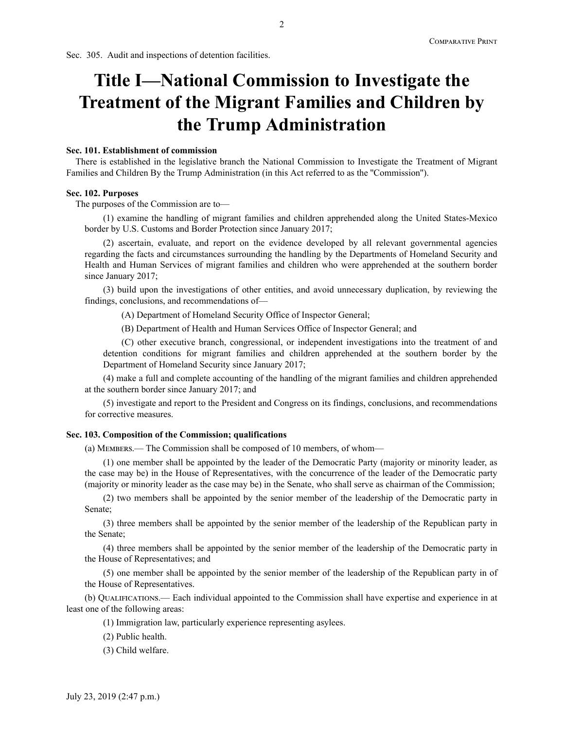Sec. 305. Audit and inspections of detention facilities.

# Title I—National Commission to Investigate the Treatment of the Migrant Families and Children by the Trump Administration

**Sec. 101. Establishment of commission**

There is established in the legislative branch the National Commission to Investigate the Treatment of Migrant Families and Children By the Trump Administration (in this Act referred to as the "Commission").

**Sec. 102. Purposes**

The purposes of the Commission are to—

(1) examine the handling of migrant families and children apprehended along the United States-Mexico border by U.S. Customs and Border Protection since January 2017;

(2) ascertain, evaluate, and report on the evidence developed by all relevant governmental agencies regarding the facts and circumstances surrounding the handling by the Departments of Homeland Security and Health and Human Services of migrant families and children who were apprehended at the southern border since January 2017;

(3) build upon the investigations of other entities, and avoid unnecessary duplication, by reviewing the findings, conclusions, and recommendations of—

(A) Department of Homeland Security Office of Inspector General;

(B) Department of Health and Human Services Office of Inspector General; and

(C) other executive branch, congressional, or independent investigations into the treatment of and detention conditions for migrant families and children apprehended at the southern border by the Department of Homeland Security since January 2017;

(4) make a full and complete accounting of the handling of the migrant families and children apprehended at the southern border since January 2017; and

(5) investigate and report to the President and Congress on its findings, conclusions, and recommendations for corrective measures.

**Sec. 103. Composition of the Commission; qualifications**

(a) Members.— The Commission shall be composed of 10 members, of whom—

(1) one member shall be appointed by the leader of the Democratic Party (majority or minority leader, as the case may be) in the House of Representatives, with the concurrence of the leader of the Democratic party (majority or minority leader as the case may be) in the Senate, who shall serve as chairman of the Commission;

(2) two members shall be appointed by the senior member of the leadership of the Democratic party in Senate;

(3) three members shall be appointed by the senior member of the leadership of the Republican party in the Senate;

(4) three members shall be appointed by the senior member of the leadership of the Democratic party in the House of Representatives; and

(5) one member shall be appointed by the senior member of the leadership of the Republican party in of the House of Representatives.

(b) Qualifications.— Each individual appointed to the Commission shall have expertise and experience in at least one of the following areas:

(1) Immigration law, particularly experience representing asylees.

(2) Public health.

(3) Child welfare.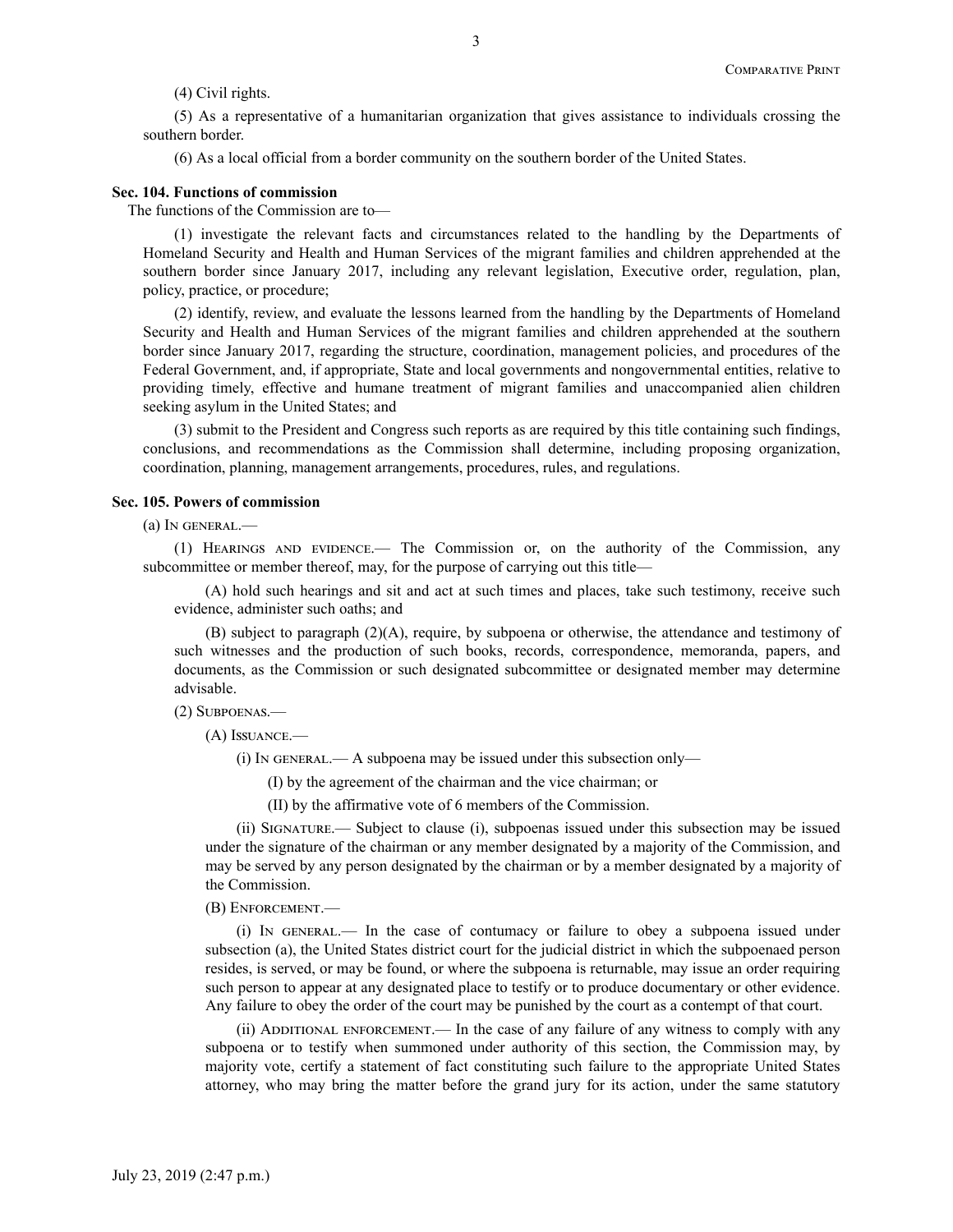(4) Civil rights.

(5) As a representative of a humanitarian organization that gives assistance to individuals crossing the southern border.

(6) As a local official from a border community on the southern border of the United States.

**Sec. 104. Functions of commission**

The functions of the Commission are to—

(1) investigate the relevant facts and circumstances related to the handling by the Departments of Homeland Security and Health and Human Services of the migrant families and children apprehended at the southern border since January 2017, including any relevant legislation, Executive order, regulation, plan, policy, practice, or procedure;

(2) identify, review, and evaluate the lessons learned from the handling by the Departments of Homeland Security and Health and Human Services of the migrant families and children apprehended at the southern border since January 2017, regarding the structure, coordination, management policies, and procedures of the Federal Government, and, if appropriate, State and local governments and nongovernmental entities, relative to providing timely, effective and humane treatment of migrant families and unaccompanied alien children seeking asylum in the United States; and

(3) submit to the President and Congress such reports as are required by this title containing such findings, conclusions, and recommendations as the Commission shall determine, including proposing organization, coordination, planning, management arrangements, procedures, rules, and regulations.

**Sec. 105. Powers of commission**

(a) In general.—

(1) Hearings and evidence.— The Commission or, on the authority of the Commission, any subcommittee or member thereof, may, for the purpose of carrying out this title—

(A) hold such hearings and sit and act at such times and places, take such testimony, receive such evidence, administer such oaths; and

(B) subject to paragraph (2)(A), require, by subpoena or otherwise, the attendance and testimony of such witnesses and the production of such books, records, correspondence, memoranda, papers, and documents, as the Commission or such designated subcommittee or designated member may determine advisable.

(2) Subpoenas.—

(A) Issuance.—

(i) In general.— A subpoena may be issued under this subsection only—

(I) by the agreement of the chairman and the vice chairman; or

(II) by the affirmative vote of 6 members of the Commission.

(ii) Signature.— Subject to clause (i), subpoenas issued under this subsection may be issued under the signature of the chairman or any member designated by a majority of the Commission, and may be served by any person designated by the chairman or by a member designated by a majority of the Commission.

(B) Enforcement.—

(i) In general.— In the case of contumacy or failure to obey a subpoena issued under subsection (a), the United States district court for the judicial district in which the subpoenaed person resides, is served, or may be found, or where the subpoena is returnable, may issue an order requiring such person to appear at any designated place to testify or to produce documentary or other evidence. Any failure to obey the order of the court may be punished by the court as a contempt of that court.

(ii) Additional enforcement.— In the case of any failure of any witness to comply with any subpoena or to testify when summoned under authority of this section, the Commission may, by majority vote, certify a statement of fact constituting such failure to the appropriate United States attorney, who may bring the matter before the grand jury for its action, under the same statutory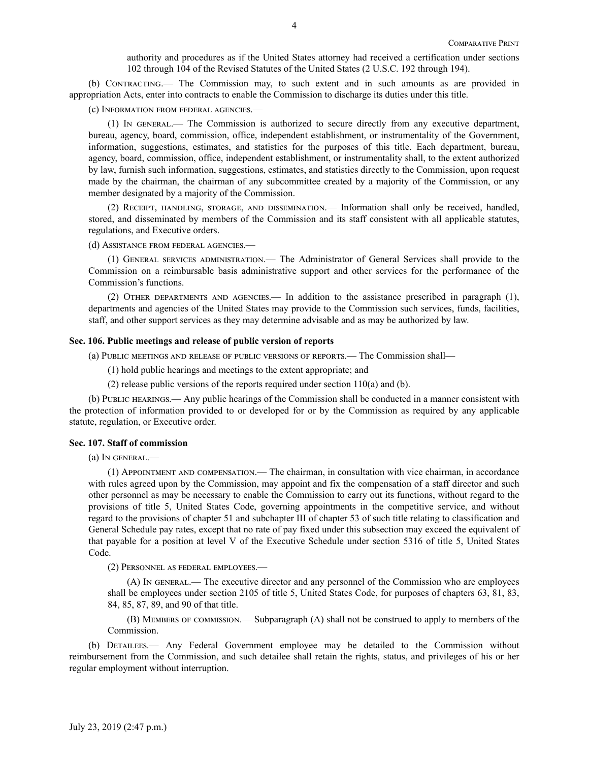authority and procedures as if the United States attorney had received a certification under sections 102 through 104 of the Revised Statutes of the United States (2 U.S.C. 192 through 194).

(b) Contracting.— The Commission may, to such extent and in such amounts as are provided in appropriation Acts, enter into contracts to enable the Commission to discharge its duties under this title.

(c) Information from federal agencies.—

(1) In general.— The Commission is authorized to secure directly from any executive department, bureau, agency, board, commission, office, independent establishment, or instrumentality of the Government, information, suggestions, estimates, and statistics for the purposes of this title. Each department, bureau, agency, board, commission, office, independent establishment, or instrumentality shall, to the extent authorized by law, furnish such information, suggestions, estimates, and statistics directly to the Commission, upon request made by the chairman, the chairman of any subcommittee created by a majority of the Commission, or any member designated by a majority of the Commission.

(2) Receipt, handling, storage, and dissemination.— Information shall only be received, handled, stored, and disseminated by members of the Commission and its staff consistent with all applicable statutes, regulations, and Executive orders.

(d) Assistance from federal agencies.—

(1) General services administration.— The Administrator of General Services shall provide to the Commission on a reimbursable basis administrative support and other services for the performance of the Commission's functions.

(2) Other departments and agencies.— In addition to the assistance prescribed in paragraph (1), departments and agencies of the United States may provide to the Commission such services, funds, facilities, staff, and other support services as they may determine advisable and as may be authorized by law.

**Sec. 106. Public meetings and release of public version of reports**

(a) Public meetings and release of public versions of reports.— The Commission shall—

(1) hold public hearings and meetings to the extent appropriate; and

(2) release public versions of the reports required under section 110(a) and (b).

(b) Public hearings.— Any public hearings of the Commission shall be conducted in a manner consistent with the protection of information provided to or developed for or by the Commission as required by any applicable statute, regulation, or Executive order.

**Sec. 107. Staff of commission**

(a) In general.—

(1) Appointment and compensation.— The chairman, in consultation with vice chairman, in accordance with rules agreed upon by the Commission, may appoint and fix the compensation of a staff director and such other personnel as may be necessary to enable the Commission to carry out its functions, without regard to the provisions of title 5, United States Code, governing appointments in the competitive service, and without regard to the provisions of chapter 51 and subchapter III of chapter 53 of such title relating to classification and General Schedule pay rates, except that no rate of pay fixed under this subsection may exceed the equivalent of that payable for a position at level V of the Executive Schedule under section 5316 of title 5, United States Code.

(2) Personnel as federal employees.—

(A) In general.— The executive director and any personnel of the Commission who are employees shall be employees under section 2105 of title 5, United States Code, for purposes of chapters 63, 81, 83, 84, 85, 87, 89, and 90 of that title.

(B) Members of commission.— Subparagraph (A) shall not be construed to apply to members of the Commission.

(b) Detailees.— Any Federal Government employee may be detailed to the Commission without reimbursement from the Commission, and such detailee shall retain the rights, status, and privileges of his or her regular employment without interruption.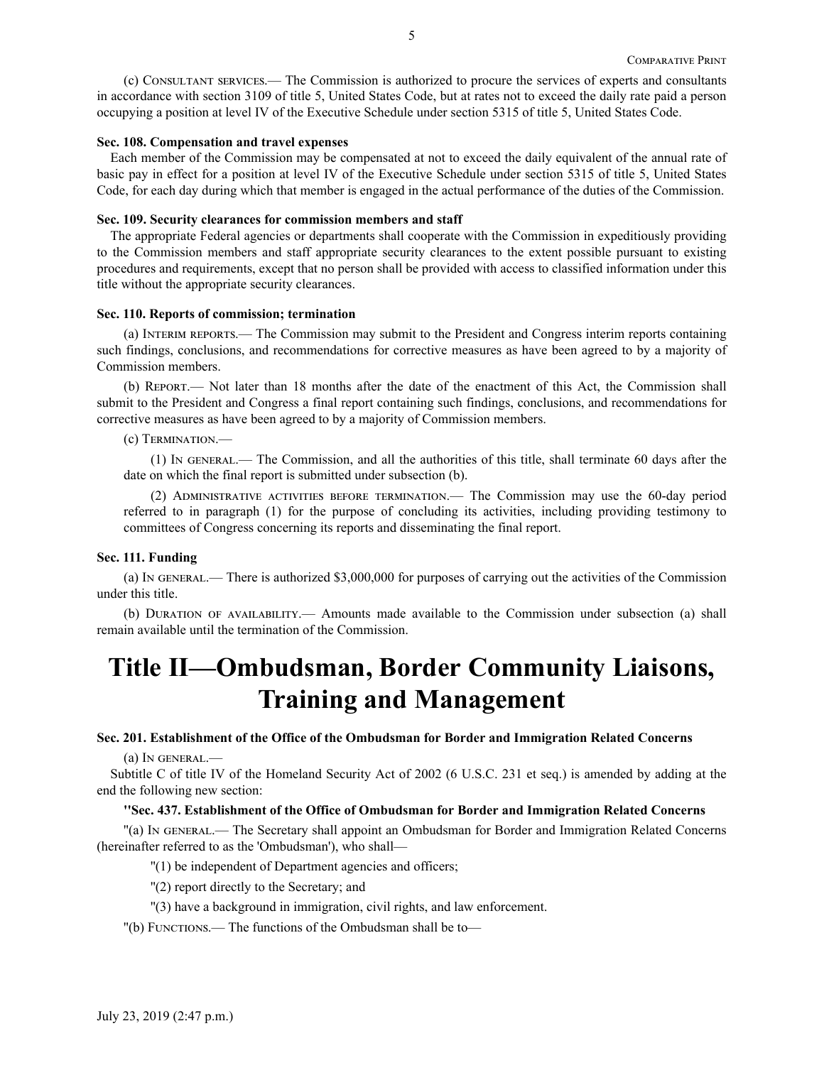(c) Consultant services.— The Commission is authorized to procure the services of experts and consultants in accordance with section 3109 of title 5, United States Code, but at rates not to exceed the daily rate paid a person occupying a position at level IV of the Executive Schedule under section 5315 of title 5, United States Code.

**Sec. 108. Compensation and travel expenses**

Each member of the Commission may be compensated at not to exceed the daily equivalent of the annual rate of basic pay in effect for a position at level IV of the Executive Schedule under section 5315 of title 5, United States Code, for each day during which that member is engaged in the actual performance of the duties of the Commission.

**Sec. 109. Security clearances for commission members and staff**

The appropriate Federal agencies or departments shall cooperate with the Commission in expeditiously providing to the Commission members and staff appropriate security clearances to the extent possible pursuant to existing procedures and requirements, except that no person shall be provided with access to classified information under this title without the appropriate security clearances.

**Sec. 110. Reports of commission; termination**

(a) Interim reports.— The Commission may submit to the President and Congress interim reports containing such findings, conclusions, and recommendations for corrective measures as have been agreed to by a majority of Commission members.

(b) Report.— Not later than 18 months after the date of the enactment of this Act, the Commission shall submit to the President and Congress a final report containing such findings, conclusions, and recommendations for corrective measures as have been agreed to by a majority of Commission members.

(c) Termination.—

(1) In general.— The Commission, and all the authorities of this title, shall terminate 60 days after the date on which the final report is submitted under subsection (b).

(2) Administrative activities before termination.— The Commission may use the 60-day period referred to in paragraph (1) for the purpose of concluding its activities, including providing testimony to committees of Congress concerning its reports and disseminating the final report.

**Sec. 111. Funding**

(a) In general.— There is authorized $3,000,000 for purposes of carrying out the activities of the Commission under this title.

(b) Duration of availability.— Amounts made available to the Commission under subsection (a) shall remain available until the termination of the Commission.

# Title II—Ombudsman, Border Community Liaisons, Training and Management

**Sec. 201. Establishment of the Office of the Ombudsman for Border and Immigration Related Concerns**

(a) In general.—

Subtitle C of title IV of the Homeland Security Act of 2002 (6 U.S.C. 231 et seq.) is amended by adding at the end the following new section:

**''Sec. 437. Establishment of the Office of Ombudsman for Border and Immigration Related Concerns**

''(a) In general.— The Secretary shall appoint an Ombudsman for Border and Immigration Related Concerns (hereinafter referred to as the 'Ombudsman'), who shall—

''(1) be independent of Department agencies and officers;

''(2) report directly to the Secretary; and

''(3) have a background in immigration, civil rights, and law enforcement.

''(b) Functions.— The functions of the Ombudsman shall be to—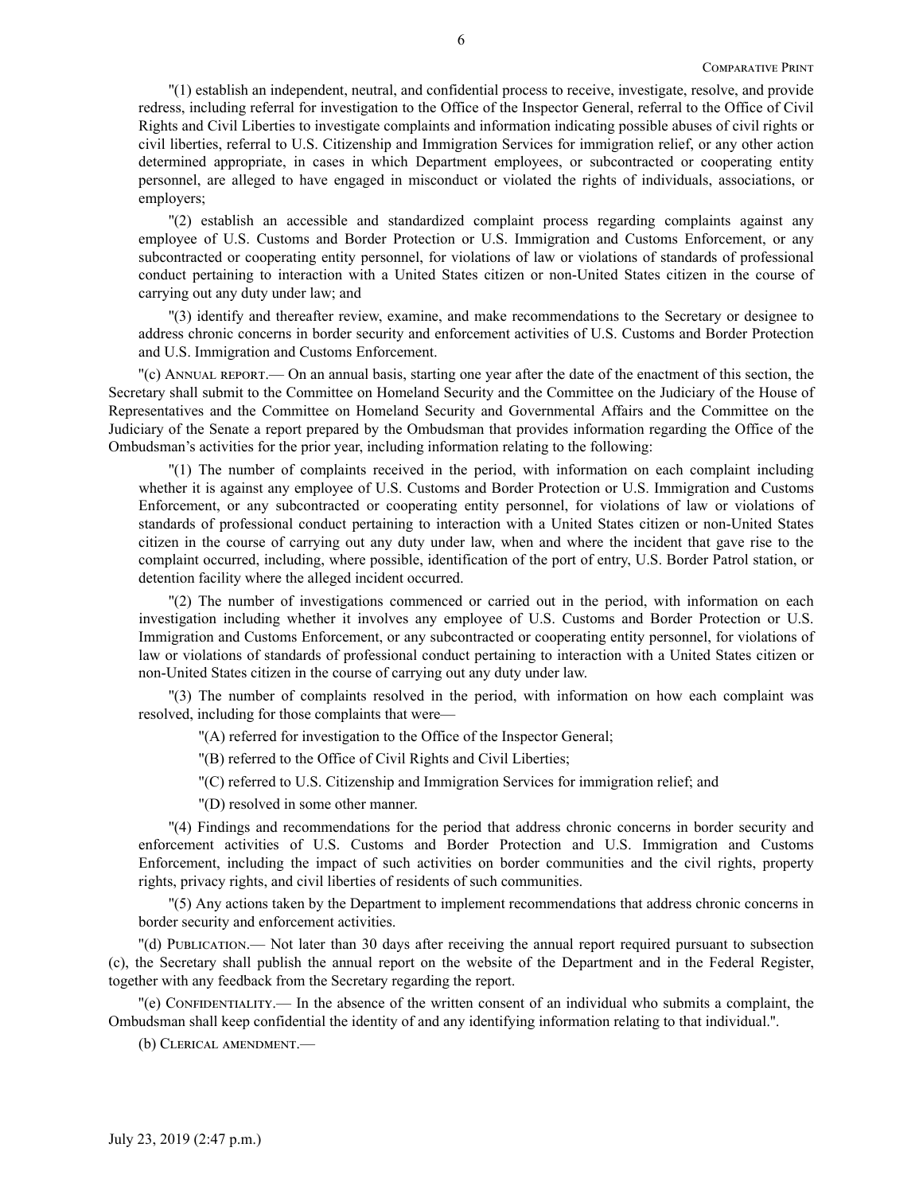"(1) establish an independent, neutral, and confidential process to receive, investigate, resolve, and provide redress, including referral for investigation to the Office of the Inspector General, referral to the Office of Civil Rights and Civil Liberties to investigate complaints and information indicating possible abuses of civil rights or civil liberties, referral to U.S. Citizenship and Immigration Services for immigration relief, or any other action determined appropriate, in cases in which Department employees, or subcontracted or cooperating entity personnel, are alleged to have engaged in misconduct or violated the rights of individuals, associations, or employers;

"(2) establish an accessible and standardized complaint process regarding complaints against any employee of U.S. Customs and Border Protection or U.S. Immigration and Customs Enforcement, or any subcontracted or cooperating entity personnel, for violations of law or violations of standards of professional conduct pertaining to interaction with a United States citizen or non-United States citizen in the course of carrying out any duty under law; and

"(3) identify and thereafter review, examine, and make recommendations to the Secretary or designee to address chronic concerns in border security and enforcement activities of U.S. Customs and Border Protection and U.S. Immigration and Customs Enforcement.

"(c) Annual report.— On an annual basis, starting one year after the date of the enactment of this section, the Secretary shall submit to the Committee on Homeland Security and the Committee on the Judiciary of the House of Representatives and the Committee on Homeland Security and Governmental Affairs and the Committee on the Judiciary of the Senate a report prepared by the Ombudsman that provides information regarding the Office of the Ombudsman's activities for the prior year, including information relating to the following:

"(1) The number of complaints received in the period, with information on each complaint including whether it is against any employee of U.S. Customs and Border Protection or U.S. Immigration and Customs Enforcement, or any subcontracted or cooperating entity personnel, for violations of law or violations of standards of professional conduct pertaining to interaction with a United States citizen or non-United States citizen in the course of carrying out any duty under law, when and where the incident that gave rise to the complaint occurred, including, where possible, identification of the port of entry, U.S. Border Patrol station, or detention facility where the alleged incident occurred.

"(2) The number of investigations commenced or carried out in the period, with information on each investigation including whether it involves any employee of U.S. Customs and Border Protection or U.S. Immigration and Customs Enforcement, or any subcontracted or cooperating entity personnel, for violations of law or violations of standards of professional conduct pertaining to interaction with a United States citizen or non-United States citizen in the course of carrying out any duty under law.

"(3) The number of complaints resolved in the period, with information on how each complaint was resolved, including for those complaints that were—

"(A) referred for investigation to the Office of the Inspector General;

"(B) referred to the Office of Civil Rights and Civil Liberties;

"(C) referred to U.S. Citizenship and Immigration Services for immigration relief; and

"(D) resolved in some other manner.

"(4) Findings and recommendations for the period that address chronic concerns in border security and enforcement activities of U.S. Customs and Border Protection and U.S. Immigration and Customs Enforcement, including the impact of such activities on border communities and the civil rights, property rights, privacy rights, and civil liberties of residents of such communities.

"(5) Any actions taken by the Department to implement recommendations that address chronic concerns in border security and enforcement activities.

"(d) Publication.— Not later than 30 days after receiving the annual report required pursuant to subsection (c), the Secretary shall publish the annual report on the website of the Department and in the Federal Register, together with any feedback from the Secretary regarding the report.

"(e) Confidentiality.— In the absence of the written consent of an individual who submits a complaint, the Ombudsman shall keep confidential the identity of and any identifying information relating to that individual.".

(b) Clerical amendment.—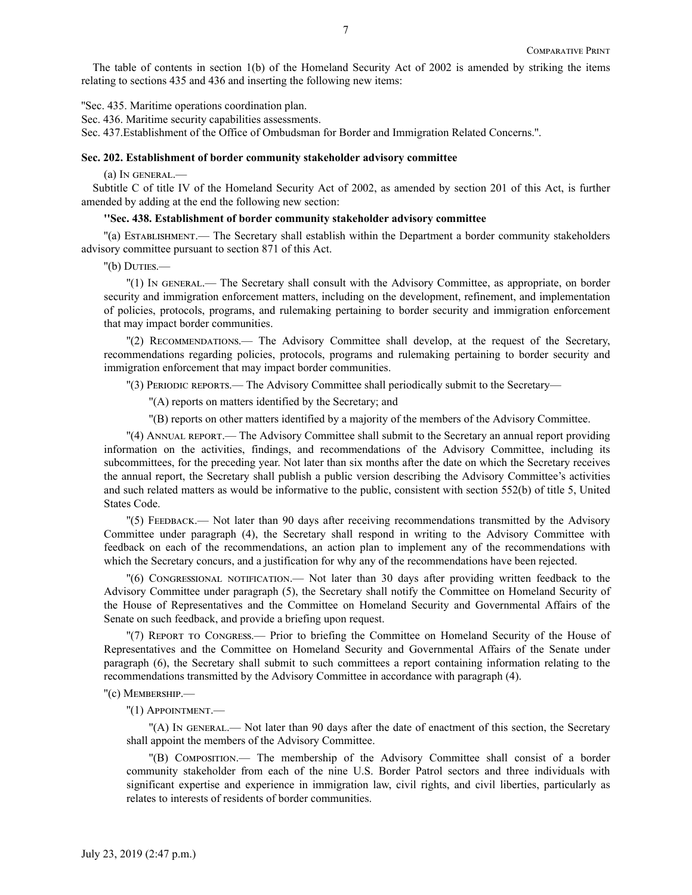The table of contents in section 1(b) of the Homeland Security Act of 2002 is amended by striking the items relating to sections 435 and 436 and inserting the following new items:

"Sec. 435. Maritime operations coordination plan.

Sec. 436. Maritime security capabilities assessments.

Sec. 437.Establishment of the Office of Ombudsman for Border and Immigration Related Concerns.".

### Sec. 202. Establishment of border community stakeholder advisory committee

(a) In general.—

Subtitle C of title IV of the Homeland Security Act of 2002, as amended by section 201 of this Act, is further amended by adding at the end the following new section:

**"Sec. 438. Establishment of border community stakeholder advisory committee**

"(a) Establishment.— The Secretary shall establish within the Department a border community stakeholders advisory committee pursuant to section 871 of this Act.

"(b) Duties.—

"(1) In general.— The Secretary shall consult with the Advisory Committee, as appropriate, on border security and immigration enforcement matters, including on the development, refinement, and implementation of policies, protocols, programs, and rulemaking pertaining to border security and immigration enforcement that may impact border communities.

"(2) Recommendations.— The Advisory Committee shall develop, at the request of the Secretary, recommendations regarding policies, protocols, programs and rulemaking pertaining to border security and immigration enforcement that may impact border communities.

"(3) Periodic reports.— The Advisory Committee shall periodically submit to the Secretary—

"(A) reports on matters identified by the Secretary; and

"(B) reports on other matters identified by a majority of the members of the Advisory Committee.

"(4) Annual report.— The Advisory Committee shall submit to the Secretary an annual report providing information on the activities, findings, and recommendations of the Advisory Committee, including its subcommittees, for the preceding year. Not later than six months after the date on which the Secretary receives the annual report, the Secretary shall publish a public version describing the Advisory Committee's activities and such related matters as would be informative to the public, consistent with section 552(b) of title 5, United States Code.

"(5) Feedback.— Not later than 90 days after receiving recommendations transmitted by the Advisory Committee under paragraph (4), the Secretary shall respond in writing to the Advisory Committee with feedback on each of the recommendations, an action plan to implement any of the recommendations with which the Secretary concurs, and a justification for why any of the recommendations have been rejected.

"(6) Congressional notification.— Not later than 30 days after providing written feedback to the Advisory Committee under paragraph (5), the Secretary shall notify the Committee on Homeland Security of the House of Representatives and the Committee on Homeland Security and Governmental Affairs of the Senate on such feedback, and provide a briefing upon request.

"(7) Report to Congress.— Prior to briefing the Committee on Homeland Security of the House of Representatives and the Committee on Homeland Security and Governmental Affairs of the Senate under paragraph (6), the Secretary shall submit to such committees a report containing information relating to the recommendations transmitted by the Advisory Committee in accordance with paragraph (4).

"(c) Membership.—

"(1) Appointment.—

"(A) In general.— Not later than 90 days after the date of enactment of this section, the Secretary shall appoint the members of the Advisory Committee.

"(B) Composition.— The membership of the Advisory Committee shall consist of a border community stakeholder from each of the nine U.S. Border Patrol sectors and three individuals with significant expertise and experience in immigration law, civil rights, and civil liberties, particularly as relates to interests of residents of border communities.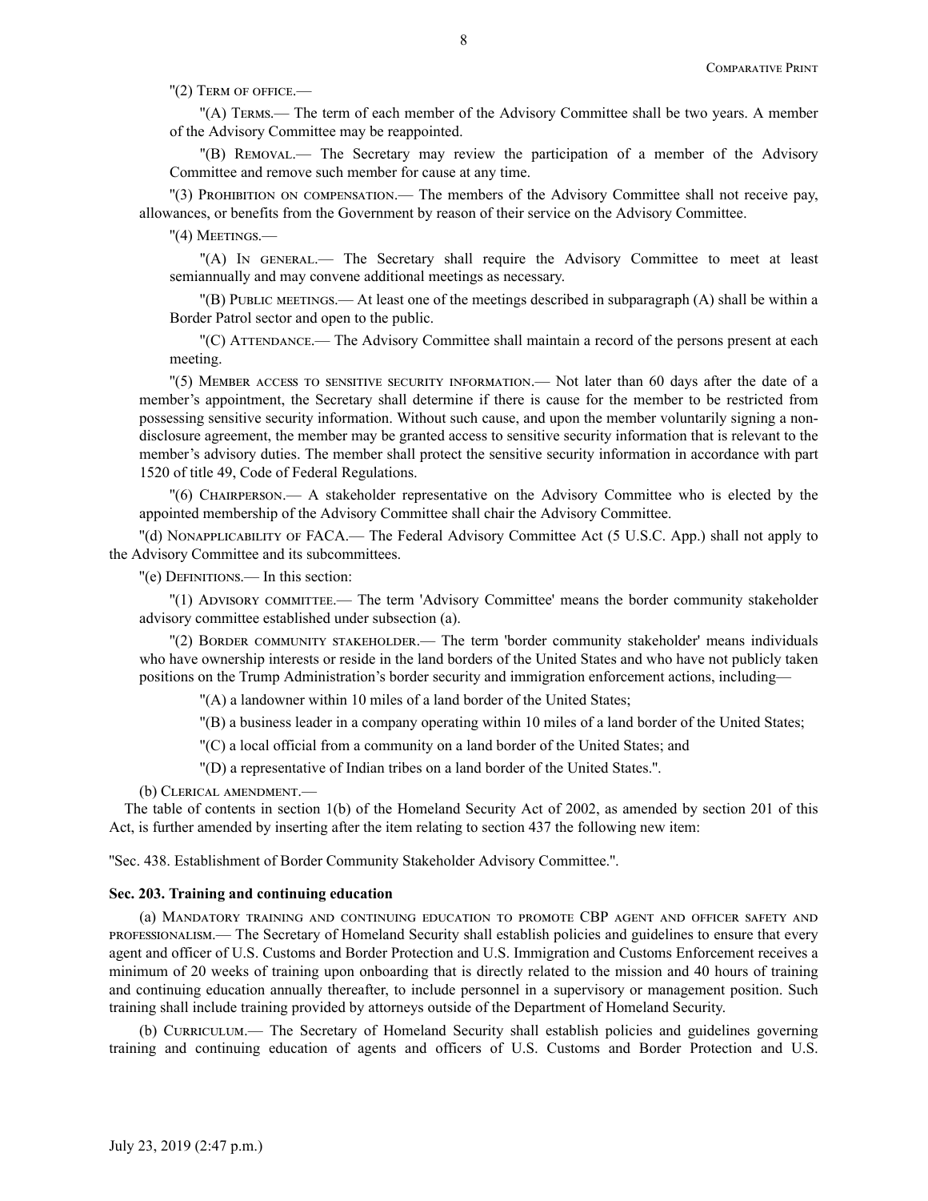"(2) Term of office.—

"(A) Terms.— The term of each member of the Advisory Committee shall be two years. A member of the Advisory Committee may be reappointed.

"(B) Removal.— The Secretary may review the participation of a member of the Advisory Committee and remove such member for cause at any time.

"(3) Prohibition on compensation.— The members of the Advisory Committee shall not receive pay, allowances, or benefits from the Government by reason of their service on the Advisory Committee.

"(4) Meetings.—

"(A) In general.— The Secretary shall require the Advisory Committee to meet at least semiannually and may convene additional meetings as necessary.

"(B) Public meetings.— At least one of the meetings described in subparagraph (A) shall be within a Border Patrol sector and open to the public.

"(C) Attendance.— The Advisory Committee shall maintain a record of the persons present at each meeting.

"(5) Member access to sensitive security information.— Not later than 60 days after the date of a member's appointment, the Secretary shall determine if there is cause for the member to be restricted from possessing sensitive security information. Without such cause, and upon the member voluntarily signing a non-disclosure agreement, the member may be granted access to sensitive security information that is relevant to the member's advisory duties. The member shall protect the sensitive security information in accordance with part 1520 of title 49, Code of Federal Regulations.

"(6) Chairperson.— A stakeholder representative on the Advisory Committee who is elected by the appointed membership of the Advisory Committee shall chair the Advisory Committee.

"(d) Nonapplicability of FACA.— The Federal Advisory Committee Act (5 U.S.C. App.) shall not apply to the Advisory Committee and its subcommittees.

"(e) Definitions.— In this section:

"(1) Advisory committee.— The term 'Advisory Committee' means the border community stakeholder advisory committee established under subsection (a).

"(2) Border community stakeholder.— The term 'border community stakeholder' means individuals who have ownership interests or reside in the land borders of the United States and who have not publicly taken positions on the Trump Administration's border security and immigration enforcement actions, including—

"(A) a landowner within 10 miles of a land border of the United States;

"(B) a business leader in a company operating within 10 miles of a land border of the United States;

"(C) a local official from a community on a land border of the United States; and

"(D) a representative of Indian tribes on a land border of the United States.".

(b) Clerical amendment.—

The table of contents in section 1(b) of the Homeland Security Act of 2002, as amended by section 201 of this Act, is further amended by inserting after the item relating to section 437 the following new item:

"Sec. 438. Establishment of Border Community Stakeholder Advisory Committee.".

**Sec. 203. Training and continuing education**

(a) Mandatory training and continuing education to promote CBP agent and officer safety and professionalism.— The Secretary of Homeland Security shall establish policies and guidelines to ensure that every agent and officer of U.S. Customs and Border Protection and U.S. Immigration and Customs Enforcement receives a minimum of 20 weeks of training upon onboarding that is directly related to the mission and 40 hours of training and continuing education annually thereafter, to include personnel in a supervisory or management position. Such training shall include training provided by attorneys outside of the Department of Homeland Security.

(b) Curriculum.— The Secretary of Homeland Security shall establish policies and guidelines governing training and continuing education of agents and officers of U.S. Customs and Border Protection and U.S.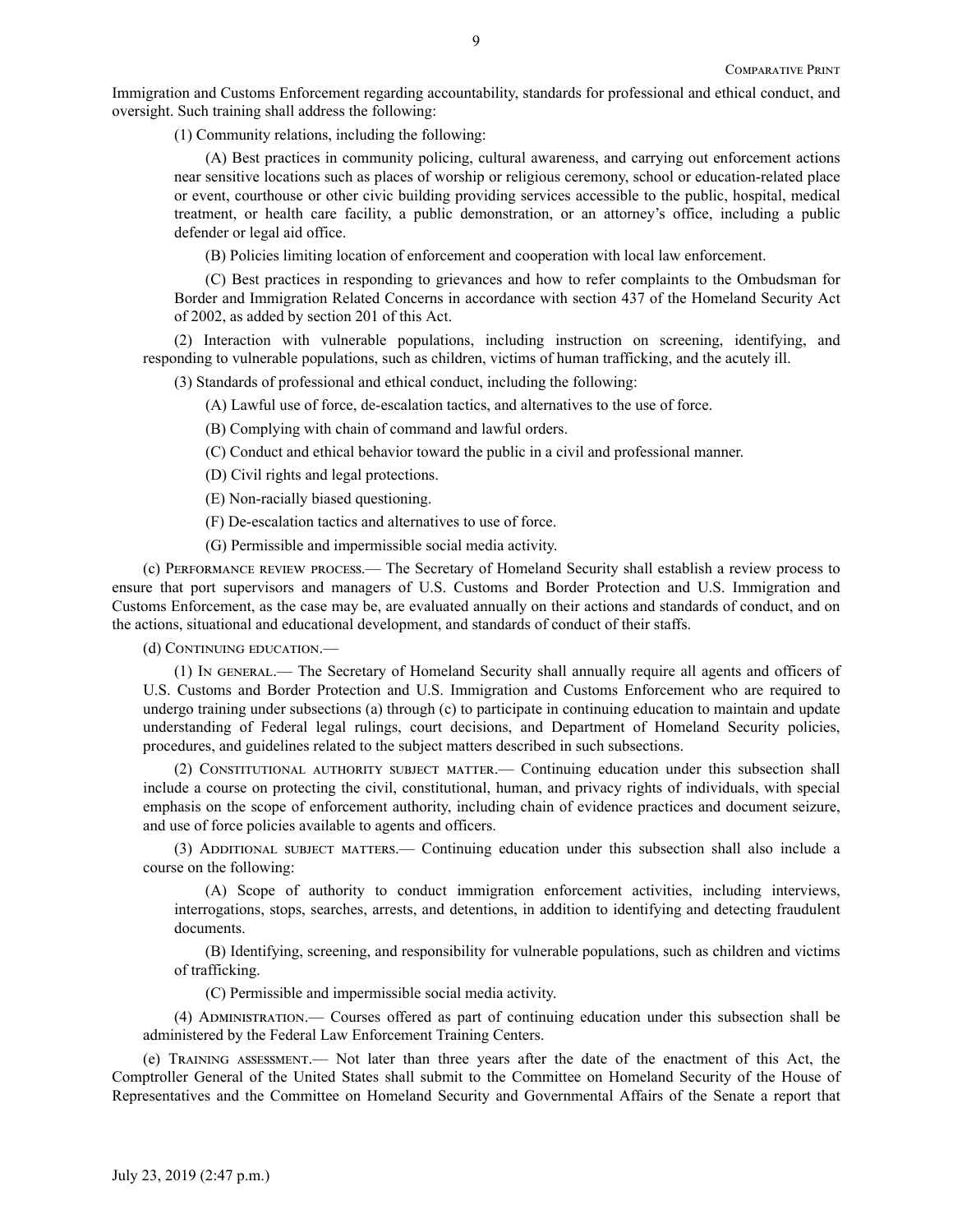Immigration and Customs Enforcement regarding accountability, standards for professional and ethical conduct, and oversight. Such training shall address the following:

(1) Community relations, including the following:

(A) Best practices in community policing, cultural awareness, and carrying out enforcement actions near sensitive locations such as places of worship or religious ceremony, school or education-related place or event, courthouse or other civic building providing services accessible to the public, hospital, medical treatment, or health care facility, a public demonstration, or an attorney's office, including a public defender or legal aid office.

(B) Policies limiting location of enforcement and cooperation with local law enforcement.

(C) Best practices in responding to grievances and how to refer complaints to the Ombudsman for Border and Immigration Related Concerns in accordance with section 437 of the Homeland Security Act of 2002, as added by section 201 of this Act.

(2) Interaction with vulnerable populations, including instruction on screening, identifying, and responding to vulnerable populations, such as children, victims of human trafficking, and the acutely ill.

(3) Standards of professional and ethical conduct, including the following:

(A) Lawful use of force, de-escalation tactics, and alternatives to the use of force.

(B) Complying with chain of command and lawful orders.

(C) Conduct and ethical behavior toward the public in a civil and professional manner.

(D) Civil rights and legal protections.

(E) Non-racially biased questioning.

(F) De-escalation tactics and alternatives to use of force.

(G) Permissible and impermissible social media activity.

(c) Performance review process.— The Secretary of Homeland Security shall establish a review process to ensure that port supervisors and managers of U.S. Customs and Border Protection and U.S. Immigration and Customs Enforcement, as the case may be, are evaluated annually on their actions and standards of conduct, and on the actions, situational and educational development, and standards of conduct of their staffs.

(d) Continuing education.—

(1) In general.— The Secretary of Homeland Security shall annually require all agents and officers of U.S. Customs and Border Protection and U.S. Immigration and Customs Enforcement who are required to undergo training under subsections (a) through (c) to participate in continuing education to maintain and update understanding of Federal legal rulings, court decisions, and Department of Homeland Security policies, procedures, and guidelines related to the subject matters described in such subsections.

(2) Constitutional authority subject matter.— Continuing education under this subsection shall include a course on protecting the civil, constitutional, human, and privacy rights of individuals, with special emphasis on the scope of enforcement authority, including chain of evidence practices and document seizure, and use of force policies available to agents and officers.

(3) Additional subject matters.— Continuing education under this subsection shall also include a course on the following:

(A) Scope of authority to conduct immigration enforcement activities, including interviews, interrogations, stops, searches, arrests, and detentions, in addition to identifying and detecting fraudulent documents.

(B) Identifying, screening, and responsibility for vulnerable populations, such as children and victims of trafficking.

(C) Permissible and impermissible social media activity.

(4) Administration.— Courses offered as part of continuing education under this subsection shall be administered by the Federal Law Enforcement Training Centers.

(e) Training assessment.— Not later than three years after the date of the enactment of this Act, the Comptroller General of the United States shall submit to the Committee on Homeland Security of the House of Representatives and the Committee on Homeland Security and Governmental Affairs of the Senate a report that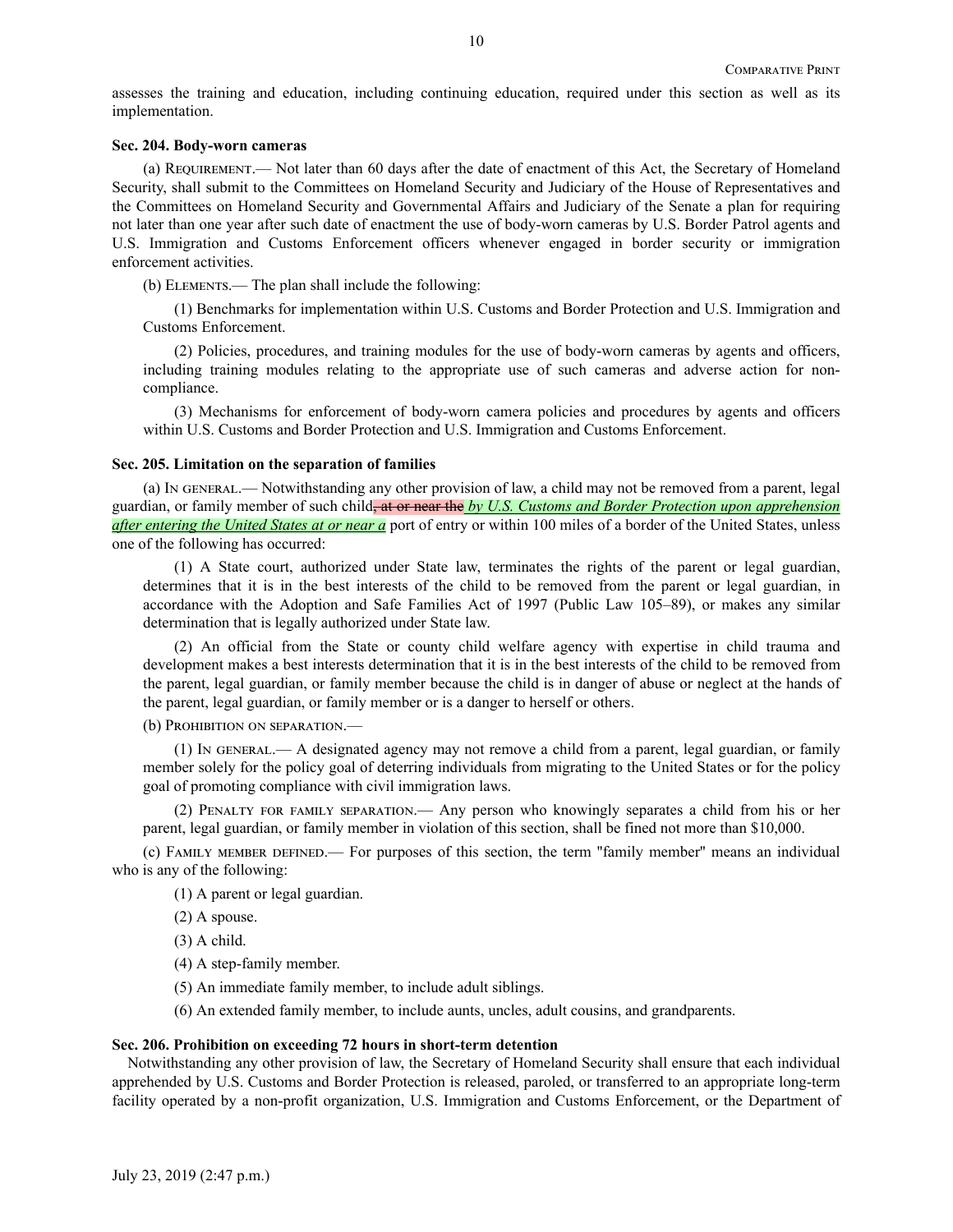assesses the training and education, including continuing education, required under this section as well as its implementation.

**Sec. 204. Body-worn cameras**

(a) Requirement.— Not later than 60 days after the date of enactment of this Act, the Secretary of Homeland Security, shall submit to the Committees on Homeland Security and Judiciary of the House of Representatives and the Committees on Homeland Security and Governmental Affairs and Judiciary of the Senate a plan for requiring not later than one year after such date of enactment the use of body-worn cameras by U.S. Border Patrol agents and U.S. Immigration and Customs Enforcement officers whenever engaged in border security or immigration enforcement activities.

(b) Elements.— The plan shall include the following:

(1) Benchmarks for implementation within U.S. Customs and Border Protection and U.S. Immigration and Customs Enforcement.

(2) Policies, procedures, and training modules for the use of body-worn cameras by agents and officers, including training modules relating to the appropriate use of such cameras and adverse action for non-compliance.

(3) Mechanisms for enforcement of body-worn camera policies and procedures by agents and officers within U.S. Customs and Border Protection and U.S. Immigration and Customs Enforcement.

**Sec. 205. Limitation on the separation of families**

(a) In general.— Notwithstanding any other provision of law, a child may not be removed from a parent, legal guardian, or family member of such child~~, at or near the~~ ***by U.S. Customs and Border Protection upon apprehension after entering the United States at or near a*** port of entry or within 100 miles of a border of the United States, unless one of the following has occurred:

(1) A State court, authorized under State law, terminates the rights of the parent or legal guardian, determines that it is in the best interests of the child to be removed from the parent or legal guardian, in accordance with the Adoption and Safe Families Act of 1997 (Public Law 105–89), or makes any similar determination that is legally authorized under State law.

(2) An official from the State or county child welfare agency with expertise in child trauma and development makes a best interests determination that it is in the best interests of the child to be removed from the parent, legal guardian, or family member because the child is in danger of abuse or neglect at the hands of the parent, legal guardian, or family member or is a danger to herself or others.

(b) Prohibition on separation.—

(1) In general.— A designated agency may not remove a child from a parent, legal guardian, or family member solely for the policy goal of deterring individuals from migrating to the United States or for the policy goal of promoting compliance with civil immigration laws.

(2) Penalty for family separation.— Any person who knowingly separates a child from his or her parent, legal guardian, or family member in violation of this section, shall be fined not more than $10,000.

(c) Family member defined.— For purposes of this section, the term "family member" means an individual who is any of the following:

(1) A parent or legal guardian.

(2) A spouse.

(3) A child.

(4) A step-family member.

(5) An immediate family member, to include adult siblings.

(6) An extended family member, to include aunts, uncles, adult cousins, and grandparents.

**Sec. 206. Prohibition on exceeding 72 hours in short-term detention**

Notwithstanding any other provision of law, the Secretary of Homeland Security shall ensure that each individual apprehended by U.S. Customs and Border Protection is released, paroled, or transferred to an appropriate long-term facility operated by a non-profit organization, U.S. Immigration and Customs Enforcement, or the Department of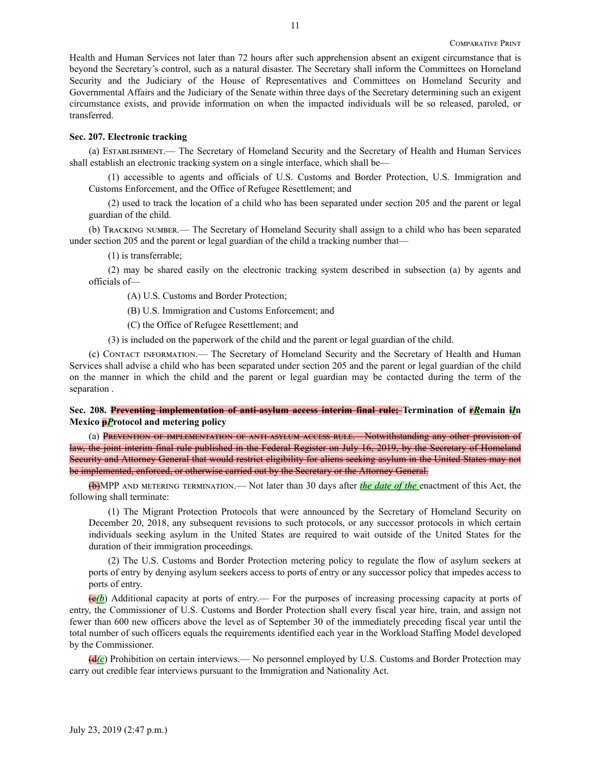Health and Human Services not later than 72 hours after such apprehension absent an exigent circumstance that is beyond the Secretary's control, such as a natural disaster. The Secretary shall inform the Committees on Homeland Security and the Judiciary of the House of Representatives and Committees on Homeland Security and Governmental Affairs and the Judiciary of the Senate within three days of the Secretary determining such an exigent circumstance exists, and provide information on when the impacted individuals will be so released, paroled, or transferred.

**Sec. 207. Electronic tracking**

(a) ESTABLISHMENT.— The Secretary of Homeland Security and the Secretary of Health and Human Services shall establish an electronic tracking system on a single interface, which shall be—

(1) accessible to agents and officials of U.S. Customs and Border Protection, U.S. Immigration and Customs Enforcement, and the Office of Refugee Resettlement; and

(2) used to track the location of a child who has been separated under section 205 and the parent or legal guardian of the child.

(b) TRACKING NUMBER.— The Secretary of Homeland Security shall assign to a child who has been separated under section 205 and the parent or legal guardian of the child a tracking number that—

(1) is transferrable;

(2) may be shared easily on the electronic tracking system described in subsection (a) by agents and officials of—

(A) U.S. Customs and Border Protection;

(B) U.S. Immigration and Customs Enforcement; and

(C) the Office of Refugee Resettlement; and

(3) is included on the paperwork of the child and the parent or legal guardian of the child.

(c) CONTACT INFORMATION.— The Secretary of Homeland Security and the Secretary of Health and Human Services shall advise a child who has been separated under section 205 and the parent or legal guardian of the child on the manner in which the child and the parent or legal guardian may be contacted during the term of the separation .

**Sec. 208. ~~Preventing implementation of anti-asylum access interim final rule;~~ Termination of ~~r~~*R*emain ~~i~~*I*n Mexico ~~p~~*P*rotocol and metering policy**

(a) ~~PREVENTION OF IMPLEMENTATION OF ANTI-ASYLUM ACCESS RULE.— Notwithstanding any other provision of law, the joint interim final rule published in the Federal Register on July 16, 2019, by the Secretary of Homeland Security and Attorney General that would restrict eligibility for aliens seeking asylum in the United States may not be implemented, enforced, or otherwise carried out by the Secretary or the Attorney General.~~

~~(b)~~MPP AND METERING TERMINATION.— Not later than 30 days after *the date of the* enactment of this Act, the following shall terminate:

(1) The Migrant Protection Protocols that were announced by the Secretary of Homeland Security on December 20, 2018, any subsequent revisions to such protocols, or any successor protocols in which certain individuals seeking asylum in the United States are required to wait outside of the United States for the duration of their immigration proceedings.

(2) The U.S. Customs and Border Protection metering policy to regulate the flow of asylum seekers at ports of entry by denying asylum seekers access to ports of entry or any successor policy that impedes access to ports of entry.

~~(c~~*(b*) Additional capacity at ports of entry.— For the purposes of increasing processing capacity at ports of entry, the Commissioner of U.S. Customs and Border Protection shall every fiscal year hire, train, and assign not fewer than 600 new officers above the level as of September 30 of the immediately preceding fiscal year until the total number of such officers equals the requirements identified each year in the Workload Staffing Model developed by the Commissioner.

~~(d~~*(c*) Prohibition on certain interviews.— No personnel employed by U.S. Customs and Border Protection may carry out credible fear interviews pursuant to the Immigration and Nationality Act.

July 23, 2019 (2:47 p.m.)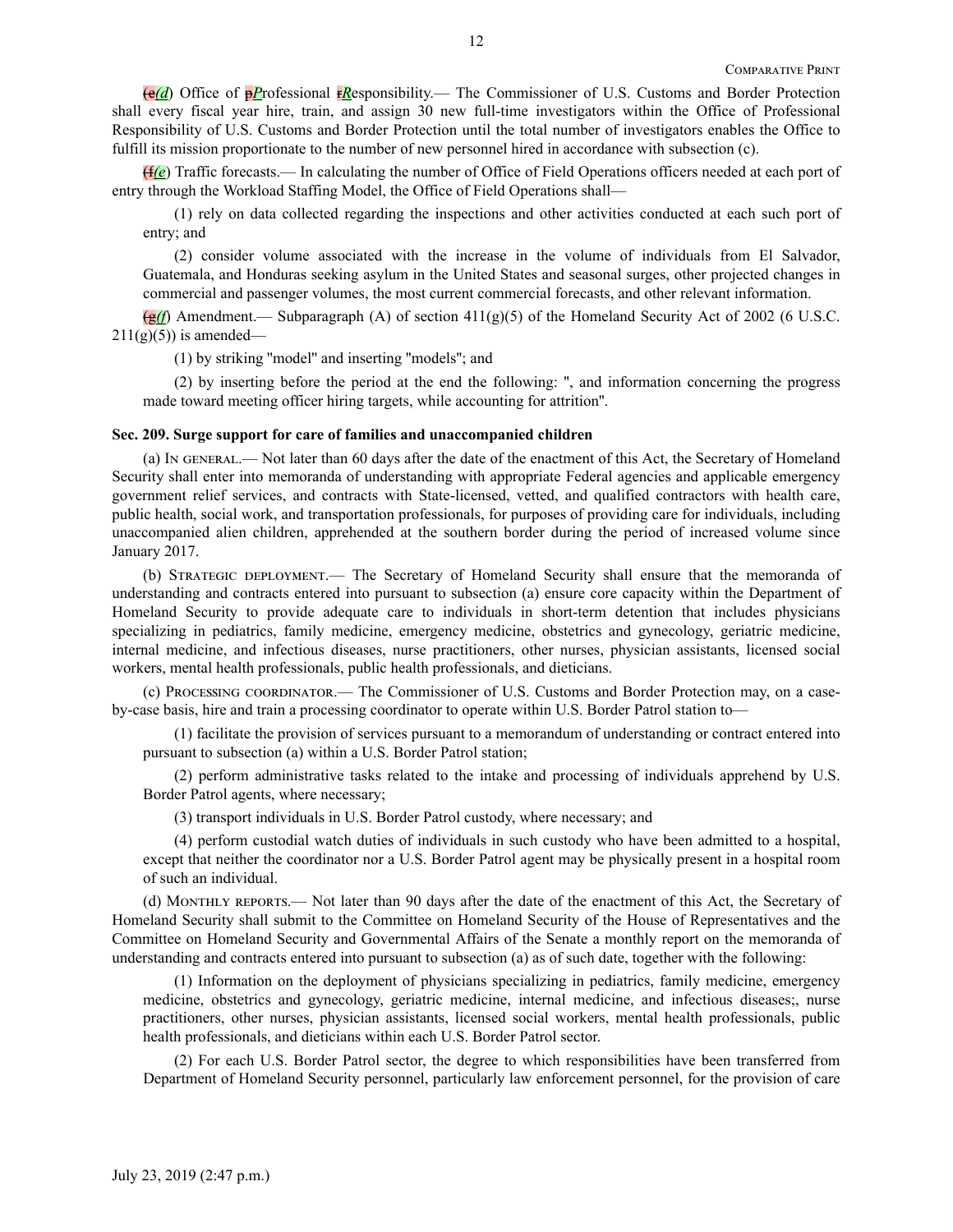~~(e~~*(d*) Office of ~~p~~*P*rofessional ~~r~~*R*esponsibility.— The Commissioner of U.S. Customs and Border Protection shall every fiscal year hire, train, and assign 30 new full-time investigators within the Office of Professional Responsibility of U.S. Customs and Border Protection until the total number of investigators enables the Office to fulfill its mission proportionate to the number of new personnel hired in accordance with subsection (c).

~~(f~~*(e*) Traffic forecasts.— In calculating the number of Office of Field Operations officers needed at each port of entry through the Workload Staffing Model, the Office of Field Operations shall—

(1) rely on data collected regarding the inspections and other activities conducted at each such port of entry; and

(2) consider volume associated with the increase in the volume of individuals from El Salvador, Guatemala, and Honduras seeking asylum in the United States and seasonal surges, other projected changes in commercial and passenger volumes, the most current commercial forecasts, and other relevant information.

~~(g~~*(f*) Amendment.— Subparagraph (A) of section 411(g)(5) of the Homeland Security Act of 2002 (6 U.S.C. 211(g)(5)) is amended—

(1) by striking "model" and inserting "models"; and

(2) by inserting before the period at the end the following: ", and information concerning the progress made toward meeting officer hiring targets, while accounting for attrition".

**Sec. 209. Surge support for care of families and unaccompanied children**

(a) In general.— Not later than 60 days after the date of the enactment of this Act, the Secretary of Homeland Security shall enter into memoranda of understanding with appropriate Federal agencies and applicable emergency government relief services, and contracts with State-licensed, vetted, and qualified contractors with health care, public health, social work, and transportation professionals, for purposes of providing care for individuals, including unaccompanied alien children, apprehended at the southern border during the period of increased volume since January 2017.

(b) Strategic deployment.— The Secretary of Homeland Security shall ensure that the memoranda of understanding and contracts entered into pursuant to subsection (a) ensure core capacity within the Department of Homeland Security to provide adequate care to individuals in short-term detention that includes physicians specializing in pediatrics, family medicine, emergency medicine, obstetrics and gynecology, geriatric medicine, internal medicine, and infectious diseases, nurse practitioners, other nurses, physician assistants, licensed social workers, mental health professionals, public health professionals, and dieticians.

(c) Processing coordinator.— The Commissioner of U.S. Customs and Border Protection may, on a case-by-case basis, hire and train a processing coordinator to operate within U.S. Border Patrol station to—

(1) facilitate the provision of services pursuant to a memorandum of understanding or contract entered into pursuant to subsection (a) within a U.S. Border Patrol station;

(2) perform administrative tasks related to the intake and processing of individuals apprehend by U.S. Border Patrol agents, where necessary;

(3) transport individuals in U.S. Border Patrol custody, where necessary; and

(4) perform custodial watch duties of individuals in such custody who have been admitted to a hospital, except that neither the coordinator nor a U.S. Border Patrol agent may be physically present in a hospital room of such an individual.

(d) Monthly reports.— Not later than 90 days after the date of the enactment of this Act, the Secretary of Homeland Security shall submit to the Committee on Homeland Security of the House of Representatives and the Committee on Homeland Security and Governmental Affairs of the Senate a monthly report on the memoranda of understanding and contracts entered into pursuant to subsection (a) as of such date, together with the following:

(1) Information on the deployment of physicians specializing in pediatrics, family medicine, emergency medicine, obstetrics and gynecology, geriatric medicine, internal medicine, and infectious diseases;, nurse practitioners, other nurses, physician assistants, licensed social workers, mental health professionals, public health professionals, and dieticians within each U.S. Border Patrol sector.

(2) For each U.S. Border Patrol sector, the degree to which responsibilities have been transferred from Department of Homeland Security personnel, particularly law enforcement personnel, for the provision of care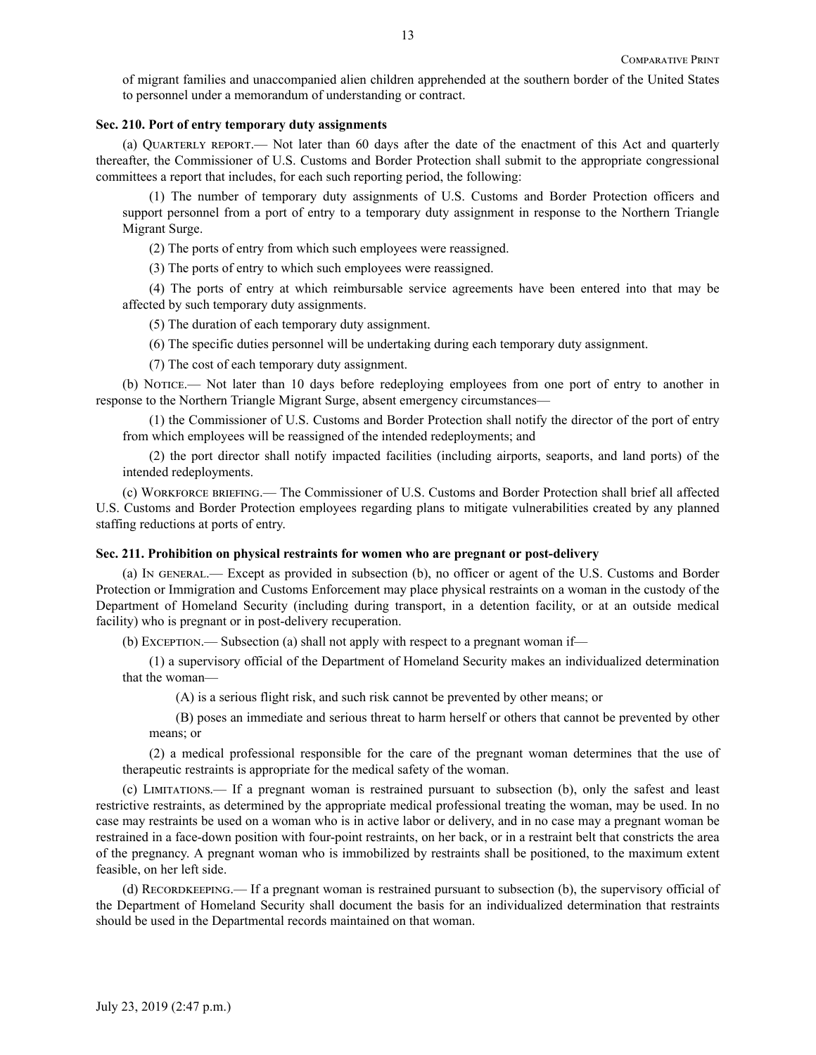of migrant families and unaccompanied alien children apprehended at the southern border of the United States to personnel under a memorandum of understanding or contract.

**Sec. 210. Port of entry temporary duty assignments**

(a) Quarterly report.— Not later than 60 days after the date of the enactment of this Act and quarterly thereafter, the Commissioner of U.S. Customs and Border Protection shall submit to the appropriate congressional committees a report that includes, for each such reporting period, the following:

(1) The number of temporary duty assignments of U.S. Customs and Border Protection officers and support personnel from a port of entry to a temporary duty assignment in response to the Northern Triangle Migrant Surge.

(2) The ports of entry from which such employees were reassigned.

(3) The ports of entry to which such employees were reassigned.

(4) The ports of entry at which reimbursable service agreements have been entered into that may be affected by such temporary duty assignments.

(5) The duration of each temporary duty assignment.

(6) The specific duties personnel will be undertaking during each temporary duty assignment.

(7) The cost of each temporary duty assignment.

(b) Notice.— Not later than 10 days before redeploying employees from one port of entry to another in response to the Northern Triangle Migrant Surge, absent emergency circumstances—

(1) the Commissioner of U.S. Customs and Border Protection shall notify the director of the port of entry from which employees will be reassigned of the intended redeployments; and

(2) the port director shall notify impacted facilities (including airports, seaports, and land ports) of the intended redeployments.

(c) Workforce briefing.— The Commissioner of U.S. Customs and Border Protection shall brief all affected U.S. Customs and Border Protection employees regarding plans to mitigate vulnerabilities created by any planned staffing reductions at ports of entry.

**Sec. 211. Prohibition on physical restraints for women who are pregnant or post-delivery**

(a) In general.— Except as provided in subsection (b), no officer or agent of the U.S. Customs and Border Protection or Immigration and Customs Enforcement may place physical restraints on a woman in the custody of the Department of Homeland Security (including during transport, in a detention facility, or at an outside medical facility) who is pregnant or in post-delivery recuperation.

(b) Exception.— Subsection (a) shall not apply with respect to a pregnant woman if—

(1) a supervisory official of the Department of Homeland Security makes an individualized determination that the woman—

(A) is a serious flight risk, and such risk cannot be prevented by other means; or

(B) poses an immediate and serious threat to harm herself or others that cannot be prevented by other means; or

(2) a medical professional responsible for the care of the pregnant woman determines that the use of therapeutic restraints is appropriate for the medical safety of the woman.

(c) Limitations.— If a pregnant woman is restrained pursuant to subsection (b), only the safest and least restrictive restraints, as determined by the appropriate medical professional treating the woman, may be used. In no case may restraints be used on a woman who is in active labor or delivery, and in no case may a pregnant woman be restrained in a face-down position with four-point restraints, on her back, or in a restraint belt that constricts the area of the pregnancy. A pregnant woman who is immobilized by restraints shall be positioned, to the maximum extent feasible, on her left side.

(d) Recordkeeping.— If a pregnant woman is restrained pursuant to subsection (b), the supervisory official of the Department of Homeland Security shall document the basis for an individualized determination that restraints should be used in the Departmental records maintained on that woman.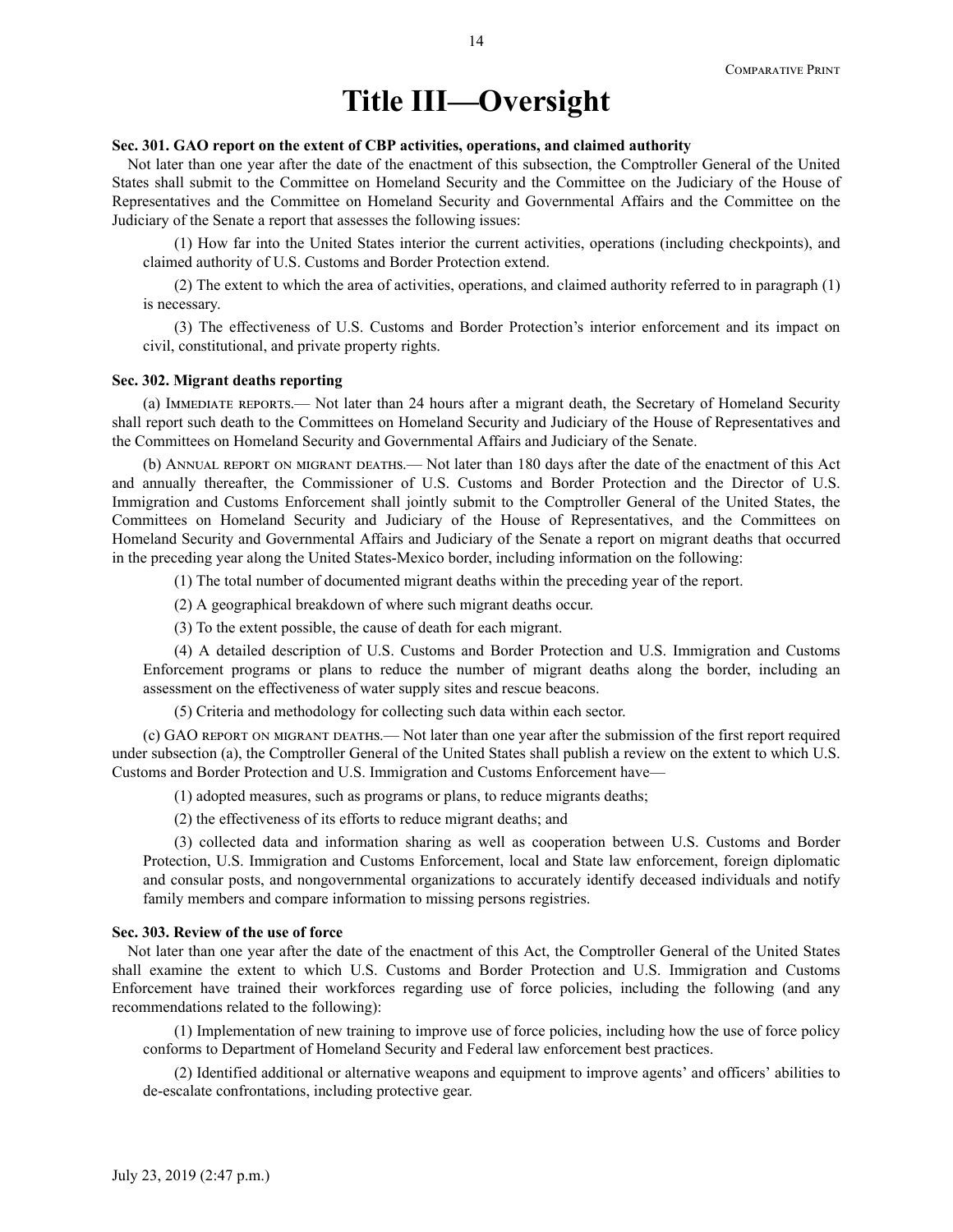# Title III—Oversight

**Sec. 301. GAO report on the extent of CBP activities, operations, and claimed authority**

Not later than one year after the date of the enactment of this subsection, the Comptroller General of the United States shall submit to the Committee on Homeland Security and the Committee on the Judiciary of the House of Representatives and the Committee on Homeland Security and Governmental Affairs and the Committee on the Judiciary of the Senate a report that assesses the following issues:

(1) How far into the United States interior the current activities, operations (including checkpoints), and claimed authority of U.S. Customs and Border Protection extend.

(2) The extent to which the area of activities, operations, and claimed authority referred to in paragraph (1) is necessary.

(3) The effectiveness of U.S. Customs and Border Protection's interior enforcement and its impact on civil, constitutional, and private property rights.

**Sec. 302. Migrant deaths reporting**

(a) Immediate reports.— Not later than 24 hours after a migrant death, the Secretary of Homeland Security shall report such death to the Committees on Homeland Security and Judiciary of the House of Representatives and the Committees on Homeland Security and Governmental Affairs and Judiciary of the Senate.

(b) Annual report on migrant deaths.— Not later than 180 days after the date of the enactment of this Act and annually thereafter, the Commissioner of U.S. Customs and Border Protection and the Director of U.S. Immigration and Customs Enforcement shall jointly submit to the Comptroller General of the United States, the Committees on Homeland Security and Judiciary of the House of Representatives, and the Committees on Homeland Security and Governmental Affairs and Judiciary of the Senate a report on migrant deaths that occurred in the preceding year along the United States-Mexico border, including information on the following:

(1) The total number of documented migrant deaths within the preceding year of the report.

(2) A geographical breakdown of where such migrant deaths occur.

(3) To the extent possible, the cause of death for each migrant.

(4) A detailed description of U.S. Customs and Border Protection and U.S. Immigration and Customs Enforcement programs or plans to reduce the number of migrant deaths along the border, including an assessment on the effectiveness of water supply sites and rescue beacons.

(5) Criteria and methodology for collecting such data within each sector.

(c) GAO report on migrant deaths.— Not later than one year after the submission of the first report required under subsection (a), the Comptroller General of the United States shall publish a review on the extent to which U.S. Customs and Border Protection and U.S. Immigration and Customs Enforcement have—

(1) adopted measures, such as programs or plans, to reduce migrants deaths;

(2) the effectiveness of its efforts to reduce migrant deaths; and

(3) collected data and information sharing as well as cooperation between U.S. Customs and Border Protection, U.S. Immigration and Customs Enforcement, local and State law enforcement, foreign diplomatic and consular posts, and nongovernmental organizations to accurately identify deceased individuals and notify family members and compare information to missing persons registries.

**Sec. 303. Review of the use of force**

Not later than one year after the date of the enactment of this Act, the Comptroller General of the United States shall examine the extent to which U.S. Customs and Border Protection and U.S. Immigration and Customs Enforcement have trained their workforces regarding use of force policies, including the following (and any recommendations related to the following):

(1) Implementation of new training to improve use of force policies, including how the use of force policy conforms to Department of Homeland Security and Federal law enforcement best practices.

(2) Identified additional or alternative weapons and equipment to improve agents' and officers' abilities to de-escalate confrontations, including protective gear.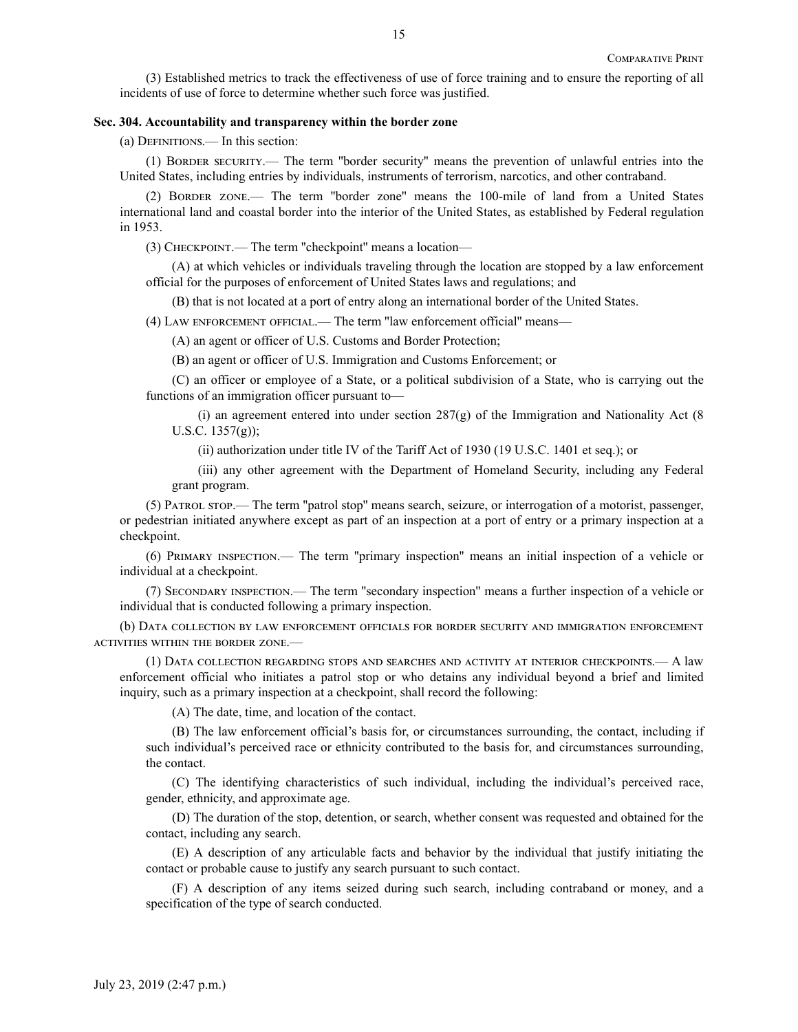(3) Established metrics to track the effectiveness of use of force training and to ensure the reporting of all incidents of use of force to determine whether such force was justified.

### Sec. 304. Accountability and transparency within the border zone

(a) Definitions.— In this section:

(1) Border security.— The term "border security" means the prevention of unlawful entries into the United States, including entries by individuals, instruments of terrorism, narcotics, and other contraband.

(2) Border zone.— The term "border zone" means the 100-mile of land from a United States international land and coastal border into the interior of the United States, as established by Federal regulation in 1953.

(3) Checkpoint.— The term "checkpoint" means a location—

(A) at which vehicles or individuals traveling through the location are stopped by a law enforcement official for the purposes of enforcement of United States laws and regulations; and

(B) that is not located at a port of entry along an international border of the United States.

(4) Law enforcement official.— The term "law enforcement official" means—

(A) an agent or officer of U.S. Customs and Border Protection;

(B) an agent or officer of U.S. Immigration and Customs Enforcement; or

(C) an officer or employee of a State, or a political subdivision of a State, who is carrying out the functions of an immigration officer pursuant to—

(i) an agreement entered into under section 287(g) of the Immigration and Nationality Act (8 U.S.C. 1357(g));

(ii) authorization under title IV of the Tariff Act of 1930 (19 U.S.C. 1401 et seq.); or

(iii) any other agreement with the Department of Homeland Security, including any Federal grant program.

(5) Patrol stop.— The term "patrol stop" means search, seizure, or interrogation of a motorist, passenger, or pedestrian initiated anywhere except as part of an inspection at a port of entry or a primary inspection at a checkpoint.

(6) Primary inspection.— The term "primary inspection" means an initial inspection of a vehicle or individual at a checkpoint.

(7) Secondary inspection.— The term "secondary inspection" means a further inspection of a vehicle or individual that is conducted following a primary inspection.

(b) Data collection by law enforcement officials for border security and immigration enforcement activities within the border zone.—

(1) Data collection regarding stops and searches and activity at interior checkpoints.— A law enforcement official who initiates a patrol stop or who detains any individual beyond a brief and limited inquiry, such as a primary inspection at a checkpoint, shall record the following:

(A) The date, time, and location of the contact.

(B) The law enforcement official's basis for, or circumstances surrounding, the contact, including if such individual's perceived race or ethnicity contributed to the basis for, and circumstances surrounding, the contact.

(C) The identifying characteristics of such individual, including the individual's perceived race, gender, ethnicity, and approximate age.

(D) The duration of the stop, detention, or search, whether consent was requested and obtained for the contact, including any search.

(E) A description of any articulable facts and behavior by the individual that justify initiating the contact or probable cause to justify any search pursuant to such contact.

(F) A description of any items seized during such search, including contraband or money, and a specification of the type of search conducted.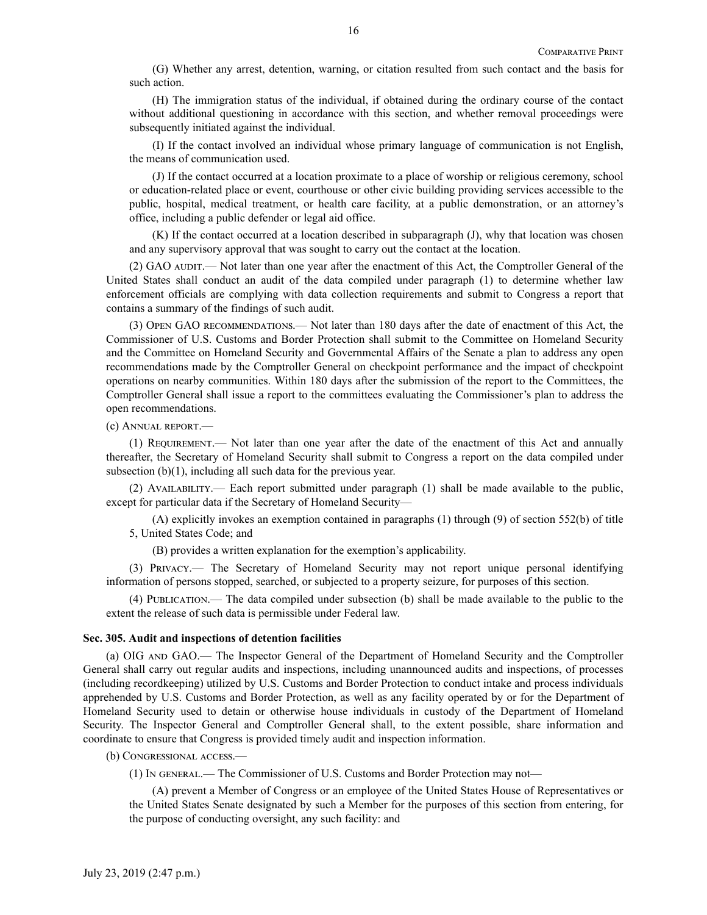(G) Whether any arrest, detention, warning, or citation resulted from such contact and the basis for such action.

(H) The immigration status of the individual, if obtained during the ordinary course of the contact without additional questioning in accordance with this section, and whether removal proceedings were subsequently initiated against the individual.

(I) If the contact involved an individual whose primary language of communication is not English, the means of communication used.

(J) If the contact occurred at a location proximate to a place of worship or religious ceremony, school or education-related place or event, courthouse or other civic building providing services accessible to the public, hospital, medical treatment, or health care facility, at a public demonstration, or an attorney's office, including a public defender or legal aid office.

(K) If the contact occurred at a location described in subparagraph (J), why that location was chosen and any supervisory approval that was sought to carry out the contact at the location.

(2) GAO AUDIT.— Not later than one year after the enactment of this Act, the Comptroller General of the United States shall conduct an audit of the data compiled under paragraph (1) to determine whether law enforcement officials are complying with data collection requirements and submit to Congress a report that contains a summary of the findings of such audit.

(3) OPEN GAO RECOMMENDATIONS.— Not later than 180 days after the date of enactment of this Act, the Commissioner of U.S. Customs and Border Protection shall submit to the Committee on Homeland Security and the Committee on Homeland Security and Governmental Affairs of the Senate a plan to address any open recommendations made by the Comptroller General on checkpoint performance and the impact of checkpoint operations on nearby communities. Within 180 days after the submission of the report to the Committees, the Comptroller General shall issue a report to the committees evaluating the Commissioner's plan to address the open recommendations.

(c) ANNUAL REPORT.—

(1) REQUIREMENT.— Not later than one year after the date of the enactment of this Act and annually thereafter, the Secretary of Homeland Security shall submit to Congress a report on the data compiled under subsection (b)(1), including all such data for the previous year.

(2) AVAILABILITY.— Each report submitted under paragraph (1) shall be made available to the public, except for particular data if the Secretary of Homeland Security—

(A) explicitly invokes an exemption contained in paragraphs (1) through (9) of section 552(b) of title 5, United States Code; and

(B) provides a written explanation for the exemption's applicability.

(3) PRIVACY.— The Secretary of Homeland Security may not report unique personal identifying information of persons stopped, searched, or subjected to a property seizure, for purposes of this section.

(4) PUBLICATION.— The data compiled under subsection (b) shall be made available to the public to the extent the release of such data is permissible under Federal law.

**Sec. 305. Audit and inspections of detention facilities**

(a) OIG AND GAO.— The Inspector General of the Department of Homeland Security and the Comptroller General shall carry out regular audits and inspections, including unannounced audits and inspections, of processes (including recordkeeping) utilized by U.S. Customs and Border Protection to conduct intake and process individuals apprehended by U.S. Customs and Border Protection, as well as any facility operated by or for the Department of Homeland Security used to detain or otherwise house individuals in custody of the Department of Homeland Security. The Inspector General and Comptroller General shall, to the extent possible, share information and coordinate to ensure that Congress is provided timely audit and inspection information.

(b) CONGRESSIONAL ACCESS.—

(1) IN GENERAL.— The Commissioner of U.S. Customs and Border Protection may not—

(A) prevent a Member of Congress or an employee of the United States House of Representatives or the United States Senate designated by such a Member for the purposes of this section from entering, for the purpose of conducting oversight, any such facility: and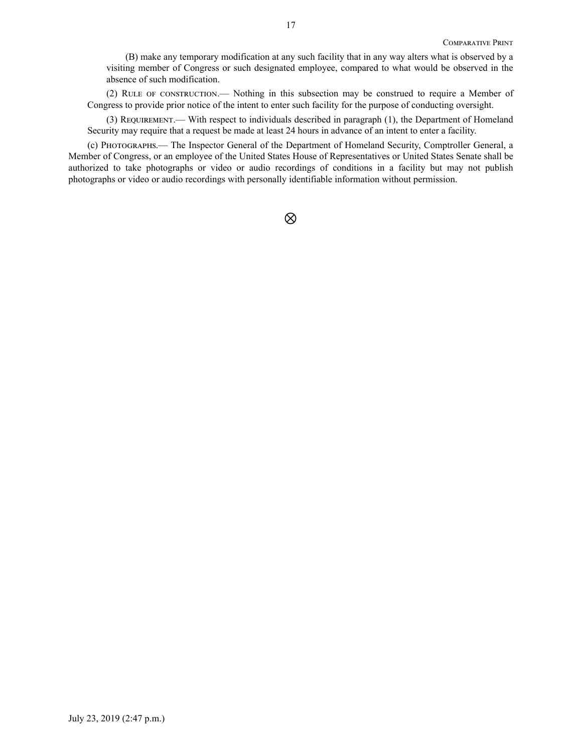(B) make any temporary modification at any such facility that in any way alters what is observed by a visiting member of Congress or such designated employee, compared to what would be observed in the absence of such modification.

(2) Rule of construction.— Nothing in this subsection may be construed to require a Member of Congress to provide prior notice of the intent to enter such facility for the purpose of conducting oversight.

(3) Requirement.— With respect to individuals described in paragraph (1), the Department of Homeland Security may require that a request be made at least 24 hours in advance of an intent to enter a facility.

(c) Photographs.— The Inspector General of the Department of Homeland Security, Comptroller General, a Member of Congress, or an employee of the United States House of Representatives or United States Senate shall be authorized to take photographs or video or audio recordings of conditions in a facility but may not publish photographs or video or audio recordings with personally identifiable information without permission.

⊗